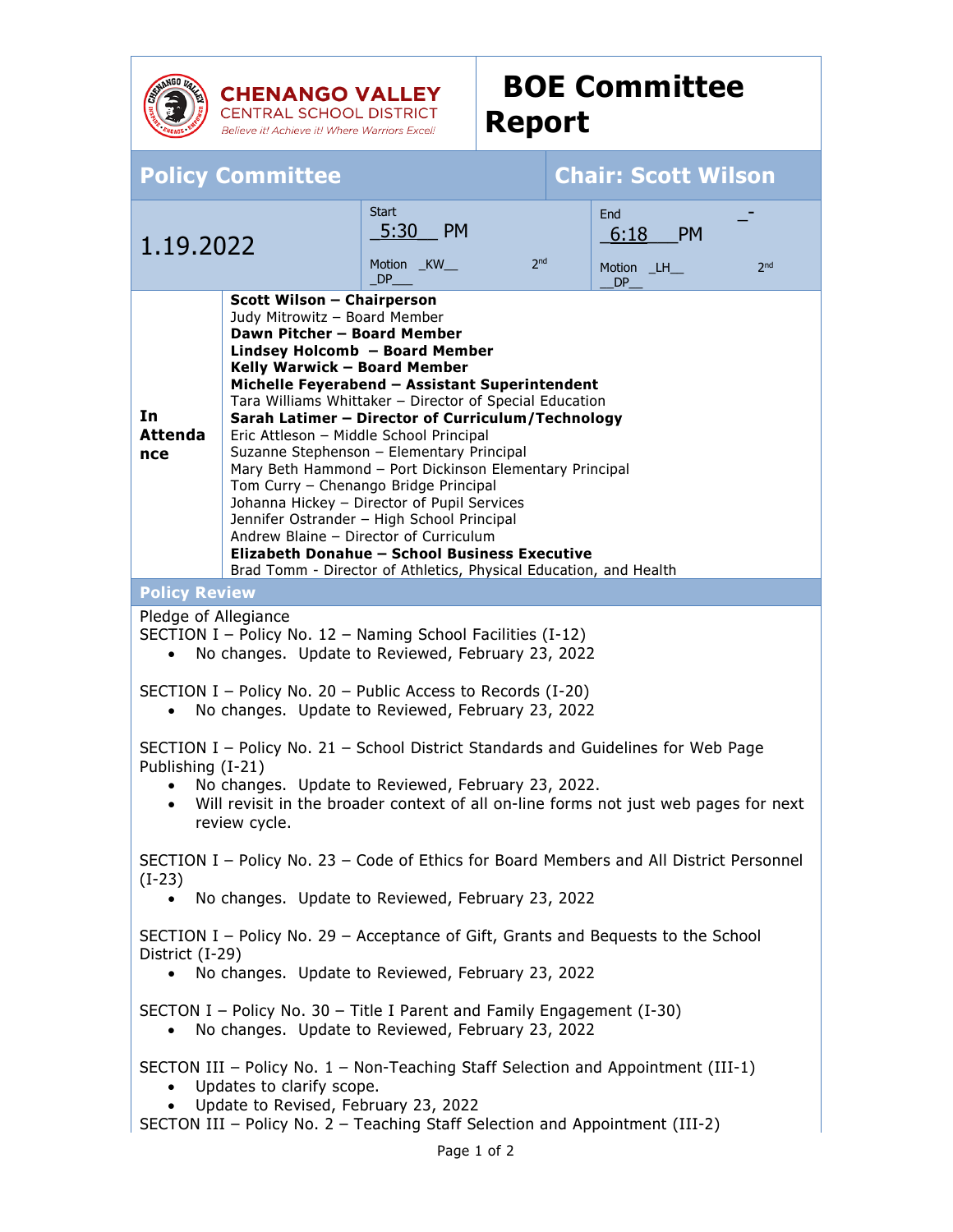**CHENANGO VALLEY**
CENTRAL SCHOOL DISTRICT
*Believe it! Achieve it! Where Warriors Excel!*

# BOE Committee Report

## Policy Committee — Chair: Scott Wilson

| 1.19.2022 | Start 5:30 PM<br>Motion _KW_ 2nd _DP_ | End 6:18 PM<br>Motion _LH_ 2nd _DP_ |
|---|---|---|

| In Attendance | |
|---|---|
| | **Scott Wilson – Chairperson**<br>Judy Mitrowitz – Board Member<br>**Dawn Pitcher – Board Member**<br>**Lindsey Holcomb – Board Member**<br>**Kelly Warwick – Board Member**<br>**Michelle Feyerabend – Assistant Superintendent**<br>Tara Williams Whittaker – Director of Special Education<br>**Sarah Latimer – Director of Curriculum/Technology**<br>Eric Attleson – Middle School Principal<br>Suzanne Stephenson – Elementary Principal<br>Mary Beth Hammond – Port Dickinson Elementary Principal<br>Tom Curry – Chenango Bridge Principal<br>Johanna Hickey – Director of Pupil Services<br>Jennifer Ostrander – High School Principal<br>Andrew Blaine – Director of Curriculum<br>**Elizabeth Donahue – School Business Executive**<br>Brad Tomm - Director of Athletics, Physical Education, and Health |

### Policy Review

Pledge of Allegiance

SECTION I – Policy No. 12 – Naming School Facilities (I-12)
- No changes. Update to Reviewed, February 23, 2022

SECTION I – Policy No. 20 – Public Access to Records (I-20)
- No changes. Update to Reviewed, February 23, 2022

SECTION I – Policy No. 21 – School District Standards and Guidelines for Web Page Publishing (I-21)
- No changes. Update to Reviewed, February 23, 2022.
- Will revisit in the broader context of all on-line forms not just web pages for next review cycle.

SECTION I – Policy No. 23 – Code of Ethics for Board Members and All District Personnel (I-23)
- No changes. Update to Reviewed, February 23, 2022

SECTION I – Policy No. 29 – Acceptance of Gift, Grants and Bequests to the School District (I-29)
- No changes. Update to Reviewed, February 23, 2022

SECTON I – Policy No. 30 – Title I Parent and Family Engagement (I-30)
- No changes. Update to Reviewed, February 23, 2022

SECTON III – Policy No. 1 – Non-Teaching Staff Selection and Appointment (III-1)
- Updates to clarify scope.
- Update to Revised, February 23, 2022

SECTON III – Policy No. 2 – Teaching Staff Selection and Appointment (III-2)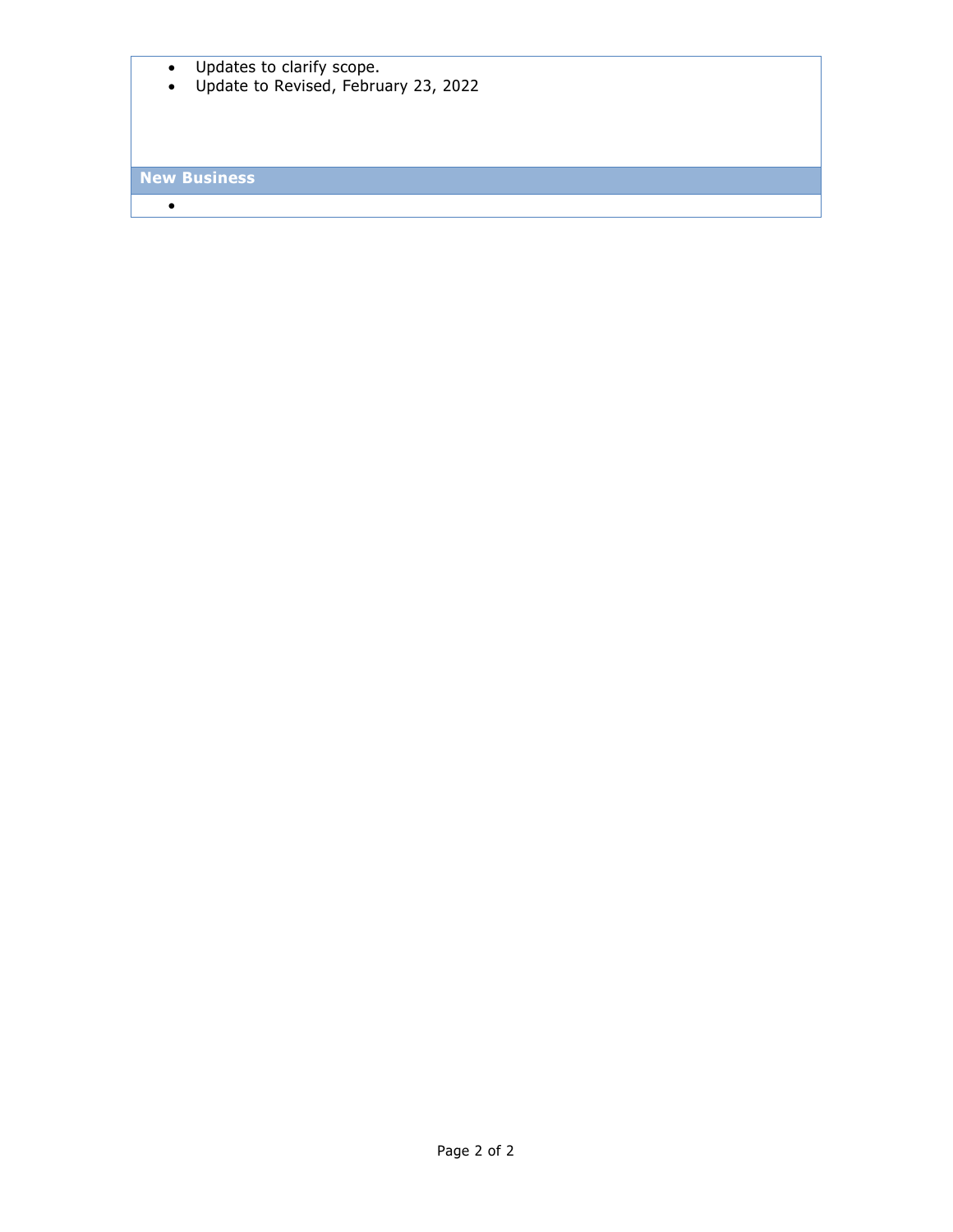- Updates to clarify scope.
- Update to Revised, February 23, 2022

## New Business

-